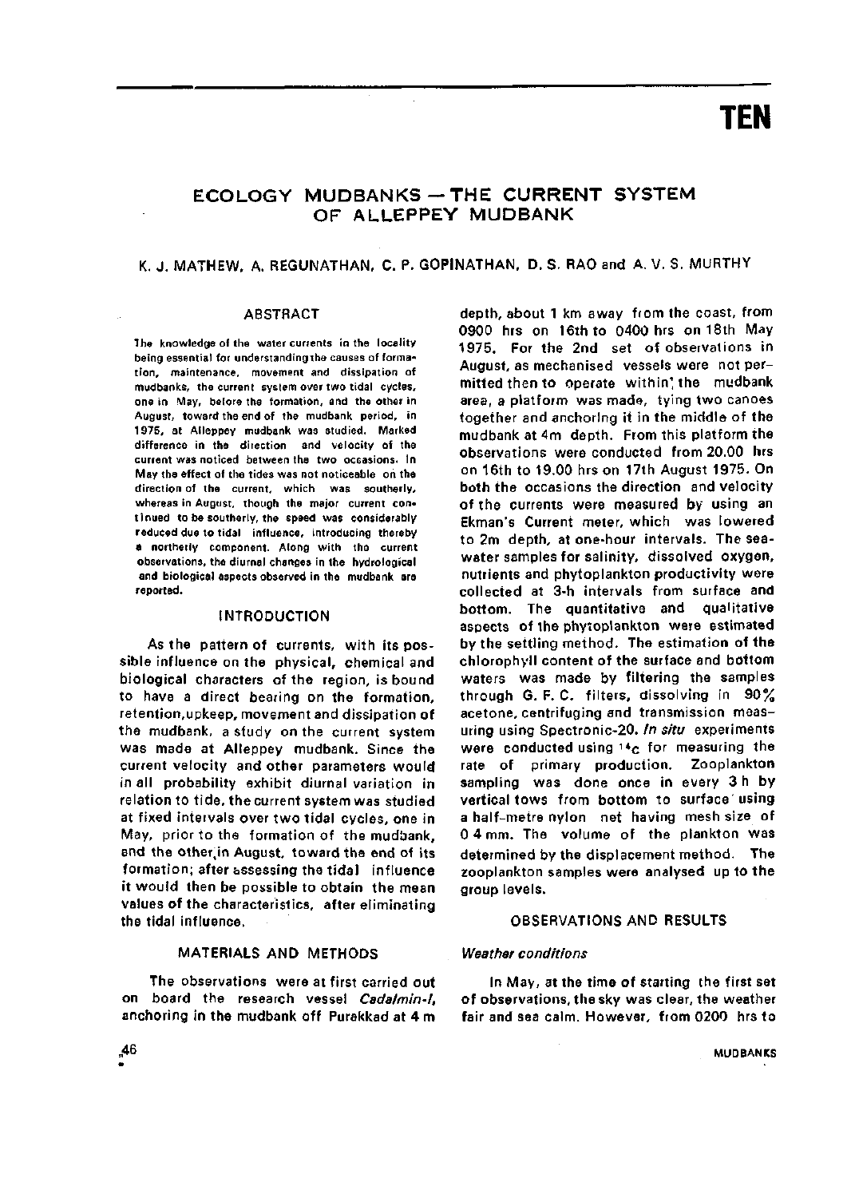# TEN

## ECOLOGY MUDBANKS — THE CURRENT SYSTEM OF ALLEPPEY MUDBANK

K. J. MATHEW, A. REGUNATHAN, C. P. GOPINATHAN, D. S. RAO and A. V. S. MURTHY

### ABSTRACT

The knowledge of the water currents in the locality being essential for understanding the causes of formation, maintenance, movement and dissipation of mudbanks, the current system over two tidal cycles, one in May, before the formation, and the other in August, toward the end of the mudbank period, in 1975, at Alleppey mudbank was studied. Marked difference in the direction and velocity of the current was noticed between the two occasions. In May the effect of the tides was not noticeable on the direction of the current, which was southerly, whereas in August, though the major current continued to be southerly, the speed was considerably reduced due to tidal influence, introducing thereby a northerly component. Along with the current observations, the diurnal changes in the hydrological and biological aspects observed in the mudbank are reported.

### INTRODUCTION

As the pattern of currents, with its possible influence on the physical, chemical and biological characters of the region, is bound to have a direct bearing on the formation, retention, upkeep, movement and dissipation of the mudbank, a study on the current system was made at Alleppey mudbank. Since the current velocity and other parameters would in all probability exhibit diurnal variation in relation to tide, the current system was studied at fixed intervals over two tidal cycles, one in May, prior to the formation of the mudbank, and the other in August, toward the end of its formation; after assessing the tidal influence it would then be possible to obtain the mean values of the characteristics, after eliminating the tidal influence.

### MATERIALS AND METHODS

The observations were at first carried out on board the research vessel *Cadalmin-I*, anchoring in the mudbank off Purakkad at 4 m depth, about 1 km away from the coast, from 0900 hrs on 16th to 0400 hrs on 18th May 1975. For the 2nd set of observations in August, as mechanised vessels were not permitted then to operate within the mudbank area, a platform was made, tying two canoes together and anchoring it in the middle of the mudbank at 4m depth. From this platform the observations were conducted from 20.00 hrs on 16th to 19.00 hrs on 17th August 1975. On both the occasions the direction and velocity of the currents were measured by using an Ekman's Current meter, which was lowered to 2m depth, at one-hour intervals. The seawater samples for salinity, dissolved oxygen, nutrients and phytoplankton productivity were collected at 3-h intervals from surface and bottom. The quantitative and qualitative aspects of the phytoplankton were estimated by the settling method. The estimation of the chlorophyll content of the surface and bottom waters was made by filtering the samples through G. F. C. filters, dissolving in 90% acetone, centrifuging and transmission measuring using Spectronic-20. *In situ* experiments were conducted using $^{14}C$ for measuring the rate of primary production. Zooplankton sampling was done once in every 3 h by vertical tows from bottom to surface using a half-metre nylon net having mesh size of 0.4 mm. The volume of the plankton was determined by the displacement method. The zooplankton samples were analysed up to the group levels.

### OBSERVATIONS AND RESULTS

#### *Weather conditions*

In May, at the time of starting the first set of observations, the sky was clear, the weather fair and sea calm. However, from 0200 hrs to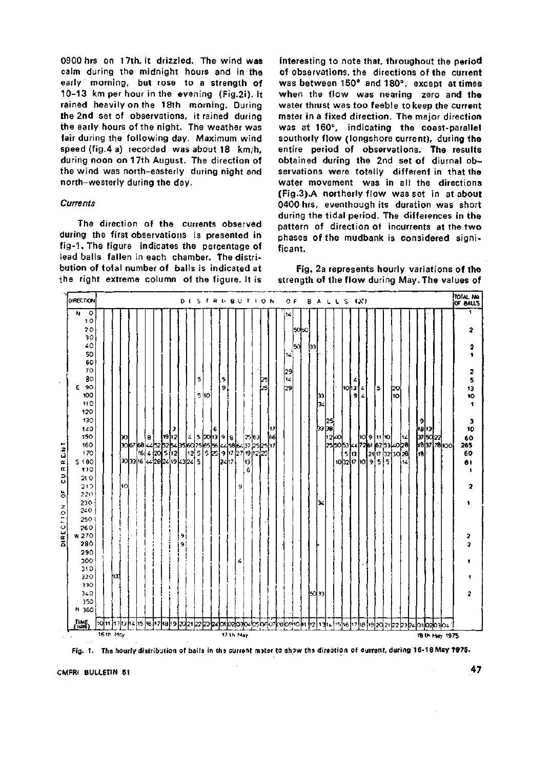0900 hrs on 17th, it drizzled. The wind was calm during the midnight hours and in the early morning, but rose to a strength of 10-13 km per hour in the evening (Fig.2i). It rained heavily on the 18th morning. During the 2nd set of observations, it rained during the early hours of the night. The weather was fair during the following day. Maximum wind speed (fig.4 a) recorded was about 18 km/h, during noon on 17th August. The direction of the wind was north-easterly during night and north-westerly during the day.

*Currents*

The direction of the currents observed during the first observations is presented in fig-1. The figure indicates the percentage of lead balls fallen in each chamber. The distribution of total number of balls is indicated at the right extreme column of the figure. It is interesting to note that, throughout the period of observations, the directions of the current was between 150° and 180°, except at times when the flow was nearing zero and the water thrust was too feeble to keep the current meter in a fixed direction. The major direction was at 160°, indicating the coast-parallel southerly flow (longshore current), during the entire period of observations. The results obtained during the 2nd set of diurnal observations were totally different in that the water movement was in all the directions (Fig.3). A northerly flow was set in at about 0400 hrs, eventhough its duration was short during the tidal period. The differences in the pattern of direction of incurrents at the two phases of the mudbank is considered significant.

Fig. 2a represents hourly variations of the strength of the flow during May. The values of

Fig. 1. The hourly distribution of balls in the current meter to show the direction of current, during 16-18 May 1975.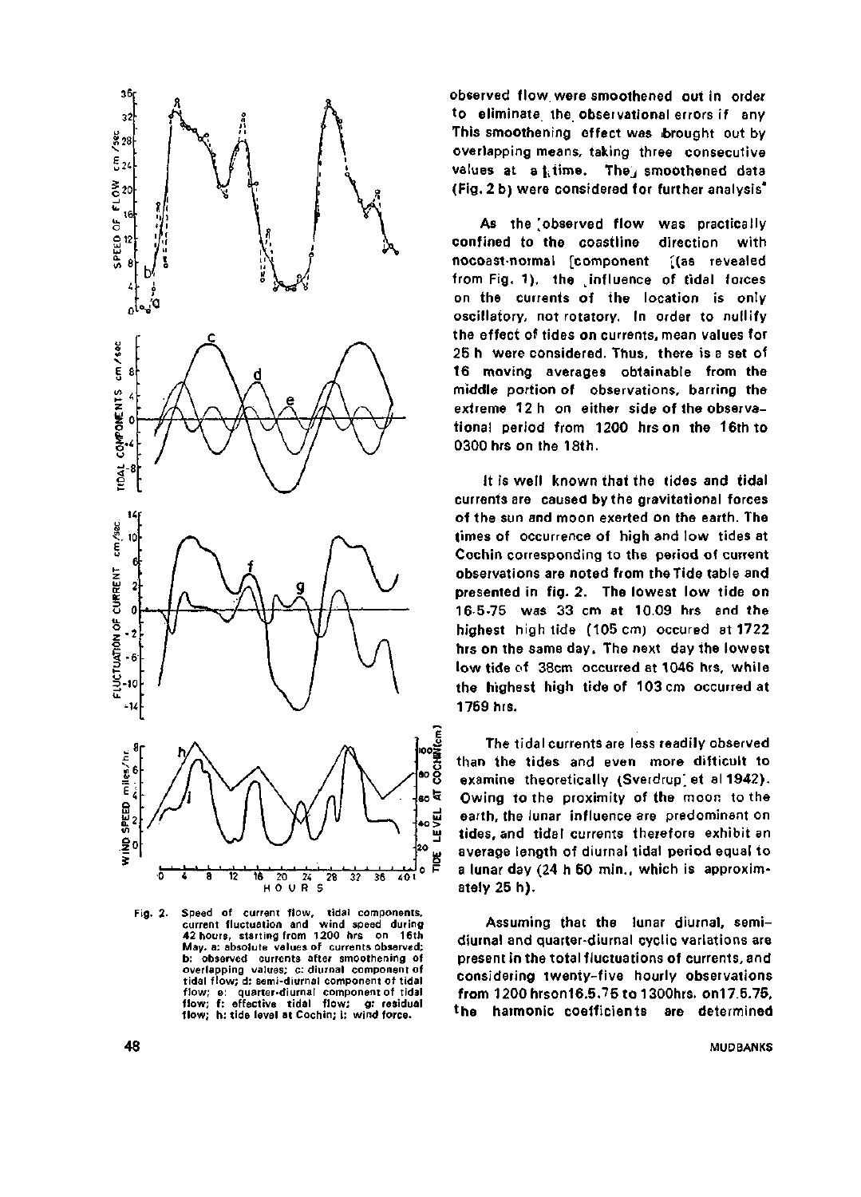Fig. 2. Speed of current flow, tidal components, current fluctuation and wind speed during 42 hours, starting from 1200 hrs on 16th May. a: absolute values of currents observed; b: observed currents after smoothening of overlapping values; c: diurnal component of tidal flow; d: semi-diurnal component of tidal flow; e: quarter-diurnal component of tidal flow; f: effective tidal flow; g: residual flow; h: tide level at Cochin; i: wind force.

observed flow were smoothened out in order to eliminate the observational errors if any This smoothening effect was brought out by overlapping means, taking three consecutive values at a time. The smoothened data (Fig. 2 b) were considered for further analysis.

As the observed flow was practically confined to the coastline direction with nocoast-normal component (as revealed from Fig. 1), the influence of tidal forces on the currents of the location is only oscillatory, not rotatory. In order to nullify the effect of tides on currents, mean values for 25 h were considered. Thus, there is a set of 16 moving averages obtainable from the middle portion of observations, barring the extreme 12 h on either side of the observational period from 1200 hrs on the 16th to 0300 hrs on the 18th.

It is well known that the tides and tidal currents are caused by the gravitational forces of the sun and moon exerted on the earth. The times of occurrence of high and low tides at Cochin corresponding to the period of current observations are noted from the Tide table and presented in fig. 2. The lowest low tide on 16-5-75 was 33 cm at 10.09 hrs and the highest high tide (105 cm) occured at 1722 hrs on the same day. The next day the lowest low tide of 38cm occurred at 1046 hrs, while the highest high tide of 103 cm occurred at 1759 hrs.

The tidal currents are less readily observed than the tides and even more difficult to examine theoretically (Sverdrup et al 1942). Owing to the proximity of the moon to the earth, the lunar influence are predominant on tides, and tidal currents therefore exhibit an average length of diurnal tidal period equal to a lunar day (24 h 50 min., which is approximately 25 h).

Assuming that the lunar diurnal, semi-diurnal and quarter-diurnal cyclic variations are present in the total fluctuations of currents, and considering twenty-five hourly observations from 1200 hrs on 16.5.75 to 1300 hrs. on 17.5.75, the harmonic coefficients are determined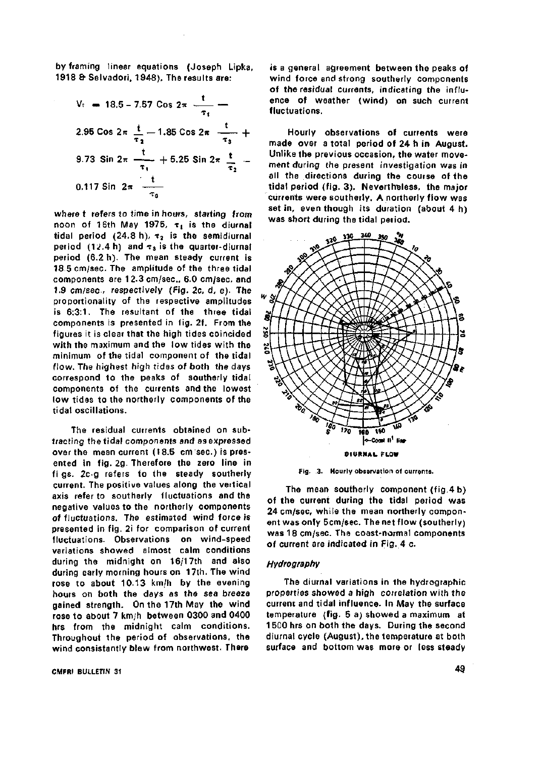by framing linear equations (Joseph Lipka, 1918 & Selvadori, 1948). The results are:

$$V_t = 18.5 - 7.57 \cos 2\pi \frac{t}{\tau_1} - 2.95 \cos 2\pi \frac{t}{\tau_2} - 1.85 \cos 2\pi \frac{t}{\tau_3} + 9.73 \sin 2\pi \frac{t}{\tau_1} + 5.25 \sin 2\pi \frac{t}{\tau_2} - 0.117 \sin 2\pi \frac{t}{\tau_3}$$

where t refers to time in hours, starting from noon of 16th May 1975, $\tau_1$ is the diurnal tidal period (24.8 h), $\tau_2$ is the semidiurnal period (12.4 h) and $\tau_3$ is the quarter-diurnal period (6.2 h). The mean steady current is 18.5 cm/sec. The amplitude of the three tidal components are 12.3 cm/sec., 6.0 cm/sec. and 1.9 cm/sec., respectively (Fig. 2c, d, e). The proportionality of the respective amplitudes is 6:3:1. The resultant of the three tidal components is presented in fig. 2f. From the figures it is clear that the high tides coincided with the maximum and the low tides with the minimum of the tidal component of the tidal flow. The highest high tides of both the days correspond to the peaks of southerly tidal components of the currents and the lowest low tides to the northerly components of the tidal oscillations.

The residual currents obtained on subtracting the tidal components and as expressed over the mean current (18.5 cm/sec.) is presented in fig. 2g. Therefore the zero line in figs. 2c-g refers to the steady southerly current. The positive values along the vertical axis refer to southerly fluctuations and the negative values to the northerly components of fluctuations. The estimated wind force is presented in fig. 2i for comparison of current fluctuations. Observations on wind-speed variations showed almost calm conditions during the midnight on 16/17th and also during early morning hours on 17th. The wind rose to about 10.13 km/h by the evening hours on both the days as the sea breeze gained strength. On the 17th May the wind rose to about 7 km/h between 0300 and 0400 hrs from the midnight calm conditions. Throughout the period of observations, the wind consistantly blew from northwest. There is a general agreement between the peaks of wind force and strong southerly components of the residual currents, indicating the influence of weather (wind) on such current fluctuations.

Hourly observations of currents were made over a total period of 24 h in August. Unlike the previous occasion, the water movement during the present investigation was in all the directions during the course of the tidal period (fig. 3). Nevertheless, the major currents were southerly. A northerly flow was set in, even though its duration (about 4 h) was short during the tidal period.

DIURNAL FLOW

Fig. 3. Hourly observation of currents.

The mean southerly component (fig. 4 b) of the current during the tidal period was 24 cm/sec, while the mean northerly component was only 5cm/sec. The net flow (southerly) was 18 cm/sec. The coast-normal components of current are indicated in Fig. 4 c.

### *Hydrography*

The diurnal variations in the hydrographic properties showed a high correlation with the current and tidal influence. In May the surface temperature (fig. 5 a) showed a maximum at 1500 hrs on both the days. During the second diurnal cycle (August), the temperature at both surface and bottom was more or less steady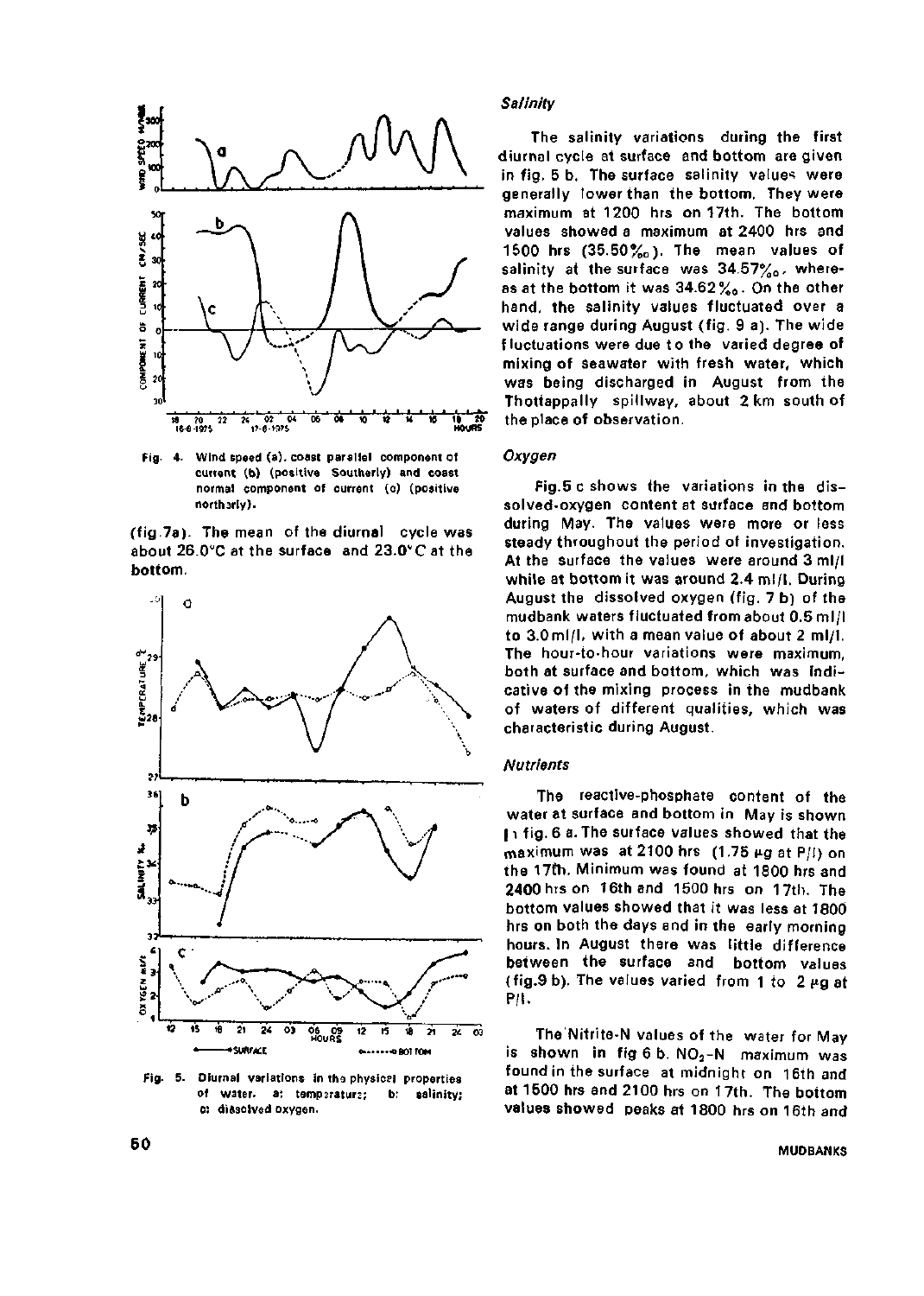Fig. 4. Wind speed (a), coast parallel component of current (b) (positive Southerly) and coast normal component of current (c) (positive northerly).

(fig.7a). The mean of the diurnal cycle was about 26.0°C at the surface and 23.0°C at the bottom.

Fig. 5. Diurnal variations in the physical properties of water. a: temperature; b: salinity; c: dissolved oxygen.

### *Salinity*

The salinity variations during the first diurnal cycle at surface and bottom are given in fig. 5 b. The surface salinity values were generally lower than the bottom. They were maximum at 1200 hrs on 17th. The bottom values showed a maximum at 2400 hrs and 1500 hrs (35.50‰). The mean values of salinity at the surface was 34.57‰, whereas at the bottom it was 34.62‰. On the other hand, the salinity values fluctuated over a wide range during August (fig. 9 a). The wide fluctuations were due to the varied degree of mixing of seawater with fresh water, which was being discharged in August from the Thottappally spillway, about 2 km south of the place of observation.

### *Oxygen*

Fig.5 c shows the variations in the dissolved-oxygen content at surface and bottom during May. The values were more or less steady throughout the period of investigation. At the surface the values were around 3 ml/l while at bottom it was around 2.4 ml/l. During August the dissolved oxygen (fig. 7 b) of the mudbank waters fluctuated from about 0.5 ml/l to 3.0 ml/l, with a mean value of about 2 ml/l. The hour-to-hour variations were maximum, both at surface and bottom, which was indicative of the mixing process in the mudbank of waters of different qualities, which was characteristic during August.

### *Nutrients*

The reactive-phosphate content of the water at surface and bottom in May is shown in fig. 6 a. The surface values showed that the maximum was at 2100 hrs (1.75 μg at P/l) on the 17th. Minimum was found at 1800 hrs and 2400 hrs on 16th and 1500 hrs on 17th. The bottom values showed that it was less at 1800 hrs on both the days and in the early morning hours. In August there was little difference between the surface and bottom values (fig.9 b). The values varied from 1 to 2 μg at P/l.

The Nitrite-N values of the water for May is shown in fig 6 b. $NO_2$-N maximum was found in the surface at midnight on 16th and at 1500 hrs and 2100 hrs on 17th. The bottom values showed peaks at 1800 hrs on 16th and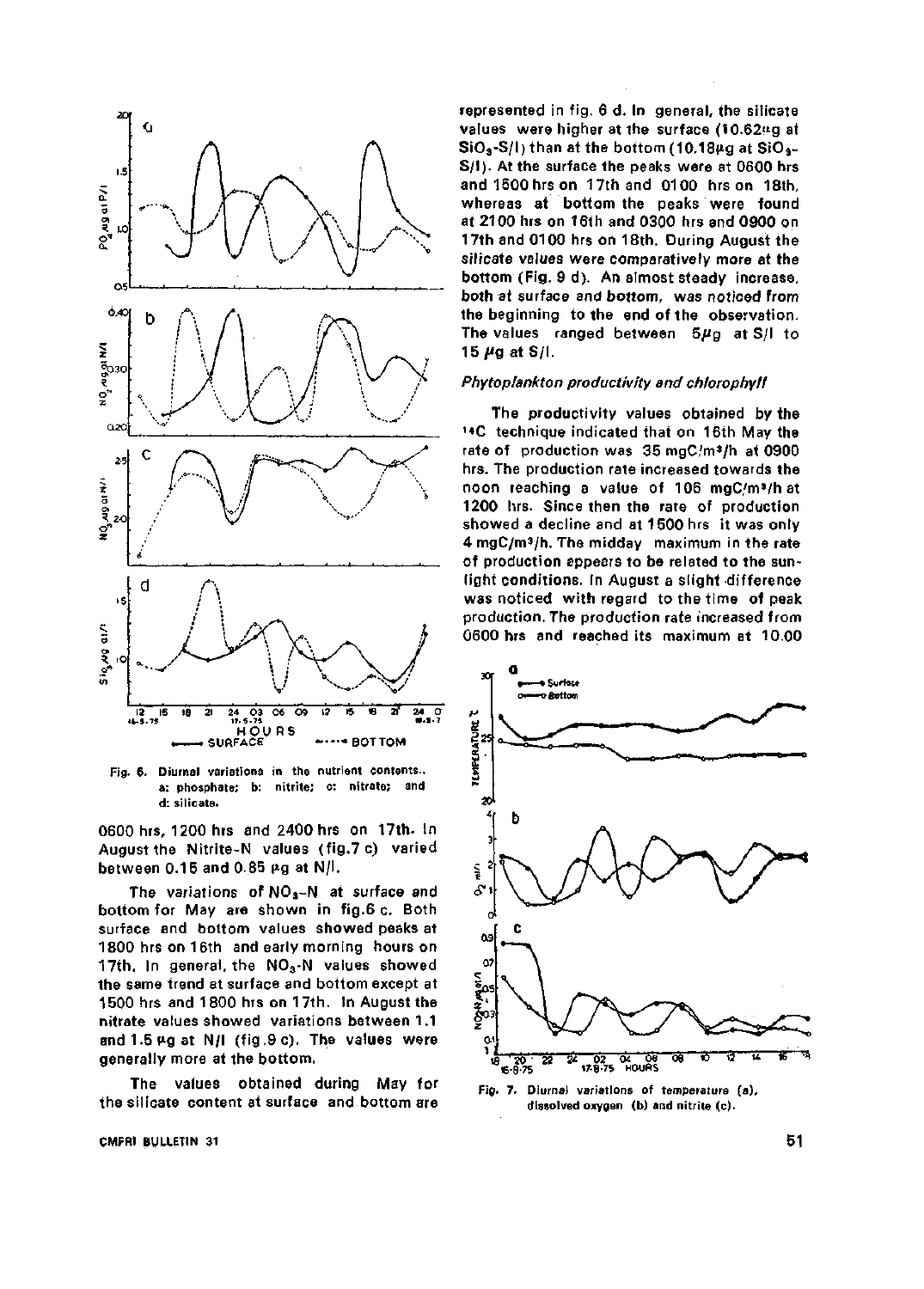Fig. 6. Diurnal variations in the nutrient contents.. a: phosphate; b: nitrite; c: nitrate; and d: silicate.

0600 hrs, 1200 hrs and 2400 hrs on 17th. In August the Nitrite-N values (fig.7 c) varied between 0.15 and 0.85 µg at N/l.

The variations of $NO_3$-N at surface and bottom for May are shown in fig.6 c. Both surface and bottom values showed peaks at 1800 hrs on 16th and early morning hours on 17th. In general, the $NO_3$-N values showed the same trend at surface and bottom except at 1500 hrs and 1800 hrs on 17th. In August the nitrate values showed variations between 1.1 and 1.5 µg at N/l (fig.9 c). The values were generally more at the bottom.

The values obtained during May for the silicate content at surface and bottom are represented in fig. 6 d. In general, the silicate values were higher at the surface (10.62µg at $SiO_3$-S/l) than at the bottom (10.18µg at $SiO_3$-S/l). At the surface the peaks were at 0600 hrs and 1500 hrs on 17th and 0100 hrs on 18th, whereas at bottom the peaks were found at 2100 hrs on 16th and 0300 hrs and 0900 on 17th and 0100 hrs on 18th. During August the silicate values were comparatively more at the bottom (Fig. 9 d). An almost steady increase, both at surface and bottom, was noticed from the beginning to the end of the observation. The values ranged between 5µg at S/l to 15 µg at S/l.

### *Phytoplankton productivity and chlorophyll*

The productivity values obtained by the $^{14}C$ technique indicated that on 16th May the rate of production was 35 $mgC/m^3/h$ at 0900 hrs. The production rate increased towards the noon reaching a value of 106 $mgC/m^3/h$ at 1200 hrs. Since then the rate of production showed a decline and at 1500 hrs it was only 4 $mgC/m^3/h$. The midday maximum in the rate of production appears to be related to the sunlight conditions. In August a slight difference was noticed with regard to the time of peak production. The production rate increased from 0600 hrs and reached its maximum at 10.00

Fig. 7. Diurnal variations of temperature (a), dissolved oxygen (b) and nitrite (c).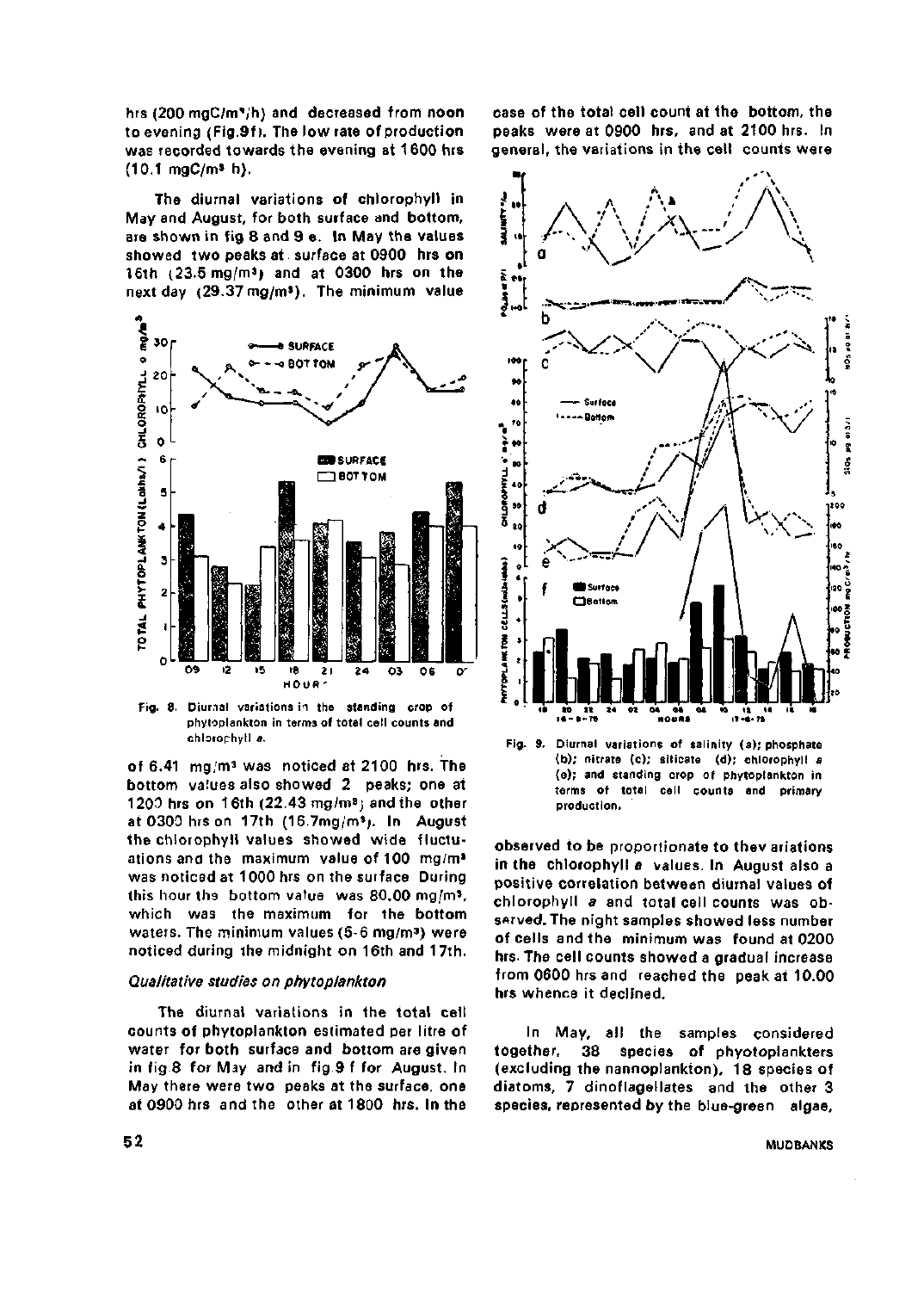hrs (200 mgC/m³/h) and decreased from noon to evening (Fig.9f). The low rate of production was recorded towards the evening at 1600 hrs (10.1 mgC/m³ h).

The diurnal variations of chlorophyll in May and August, for both surface and bottom, are shown in fig 8 and 9 e. In May the values showed two peaks at surface at 0900 hrs on 16th (23.5 mg/m³) and at 0300 hrs on the next day (29.37 mg/m³). The minimum value of 6.41 mg/m³ was noticed at 2100 hrs. The bottom values also showed 2 peaks; one at 1200 hrs on 16th (22.43 mg/m³) and the other at 0300 hrs on 17th (16.7mg/m³). In August the chlorophyll values showed wide fluctuations and the maximum value of 100 mg/m³ was noticed at 1000 hrs on the surface. During this hour the bottom value was 80.00 mg/m³, which was the maximum for the bottom waters. The minimum values (5-6 mg/m³) were noticed during the midnight on 16th and 17th.

Fig. 8. Diurnal variations in the standing crop of phytoplankton in terms of total cell counts and chlorophyll *a*.

### *Qualitative studies on phytoplankton*

The diurnal variations in the total cell counts of phytoplankton estimated per litre of water for both surface and bottom are given in fig.8 for May and in fig.9 f for August. In May there were two peaks at the surface, one at 0900 hrs and the other at 1800 hrs. In the case of the total cell count at the bottom, the peaks were at 0900 hrs, and at 2100 hrs. In general, the variations in the cell counts were observed to be proportionate to the variations in the chlorophyll *a* values. In August also a positive correlation between diurnal values of chlorophyll *a* and total cell counts was observed. The night samples showed less number of cells and the minimum was found at 0200 hrs. The cell counts showed a gradual increase from 0600 hrs and reached the peak at 10.00 hrs whence it declined.

Fig. 9. Diurnal variations of salinity (a); phosphate (b); nitrate (c); silicate (d); chlorophyll *a* (e); and standing crop of phytoplankton in terms of total cell counts and primary production.

In May, all the samples considered together, 38 species of phyotoplankters (excluding the nannoplankton), 18 species of diatoms, 7 dinoflagellates and the other 3 species, represented by the blue-green algae,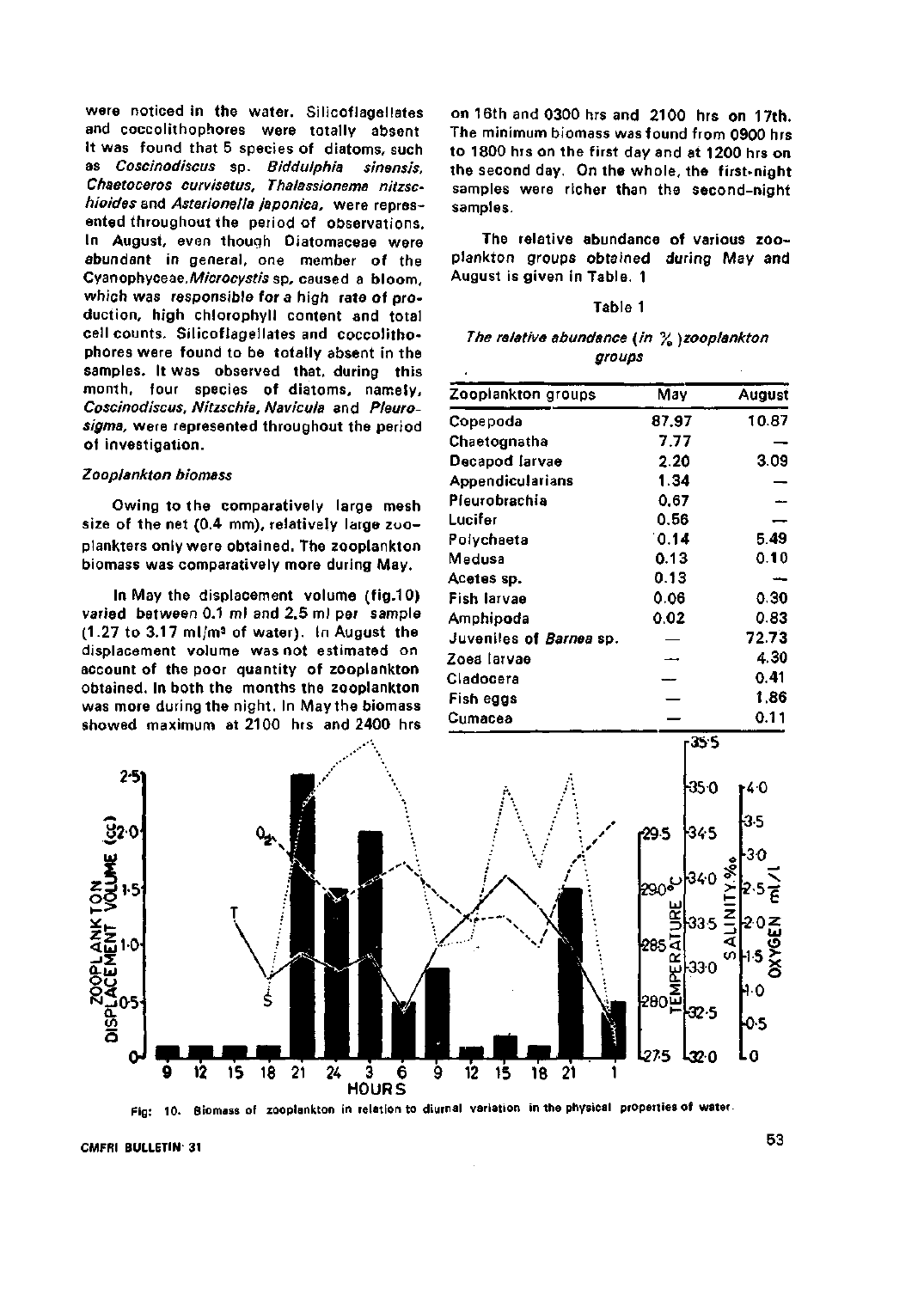were noticed in the water. Silicoflagellates and coccolithophores were totally absent It was found that 5 species of diatoms, such as *Coscinodiscus* sp. *Biddulphia sinensis, Chaetoceros curvisetus, Thalassionema nitzschioides* and *Asterionella japonica,* were represented throughout the period of observations. In August, even though Diatomaceae were abundant in general, one member of the Cyanophyceae, *Microcystis* sp. caused a bloom, which was responsible for a high rate of production, high chlorophyll content and total cell counts. Silicoflagellates and coccolithophores were found to be totally absent in the samples. It was observed that, during this month, four species of diatoms, namely, *Coscinodiscus, Nitzschia, Navicula* and *Pleurosigma,* were represented throughout the period of investigation.

### *Zooplankton biomass*

Owing to the comparatively large mesh size of the net (0.4 mm), relatively large zooplankters only were obtained. The zooplankton biomass was comparatively more during May.

In May the displacement volume (fig.10) varied between 0.1 ml and 2.5 ml per sample (1.27 to 3.17 ml/m³ of water). In August the displacement volume was not estimated on account of the poor quantity of zooplankton obtained. In both the months the zooplankton was more during the night. In May the biomass showed maximum at 2100 hrs and 2400 hrs on 16th and 0300 hrs and 2100 hrs on 17th. The minimum biomass was found from 0900 hrs to 1800 hrs on the first day and at 1200 hrs on the second day. On the whole, the first-night samples were richer than the second-night samples.

The relative abundance of various zooplankton groups obtained during May and August is given in Table. 1

Table 1

*The relative abundance (in %) zooplankton groups*

| Zooplankton groups | May | August |
|---|---|---|
| Copepoda | 87.97 | 10.87 |
| Chaetognatha | 7.77 | — |
| Decapod larvae | 2.20 | 3.09 |
| Appendicularians | 1.34 | — |
| Pleurobrachia | 0.67 | — |
| Lucifer | 0.56 | — |
| Polychaeta | 0.14 | 5.49 |
| Medusa | 0.13 | 0.10 |
| Acetes sp. | 0.13 | — |
| Fish larvae | 0.06 | 0.30 |
| Amphipoda | 0.02 | 0.83 |
| Juveniles of *Barnea* sp. | — | 72.73 |
| Zoea larvae | — | 4.30 |
| Cladocera | — | 0.41 |
| Fish eggs | — | 1.86 |
| Cumacea | — | 0.11 |

Fig: 10. Biomass of zooplankton in relation to diurnal variation in the physical properties of water.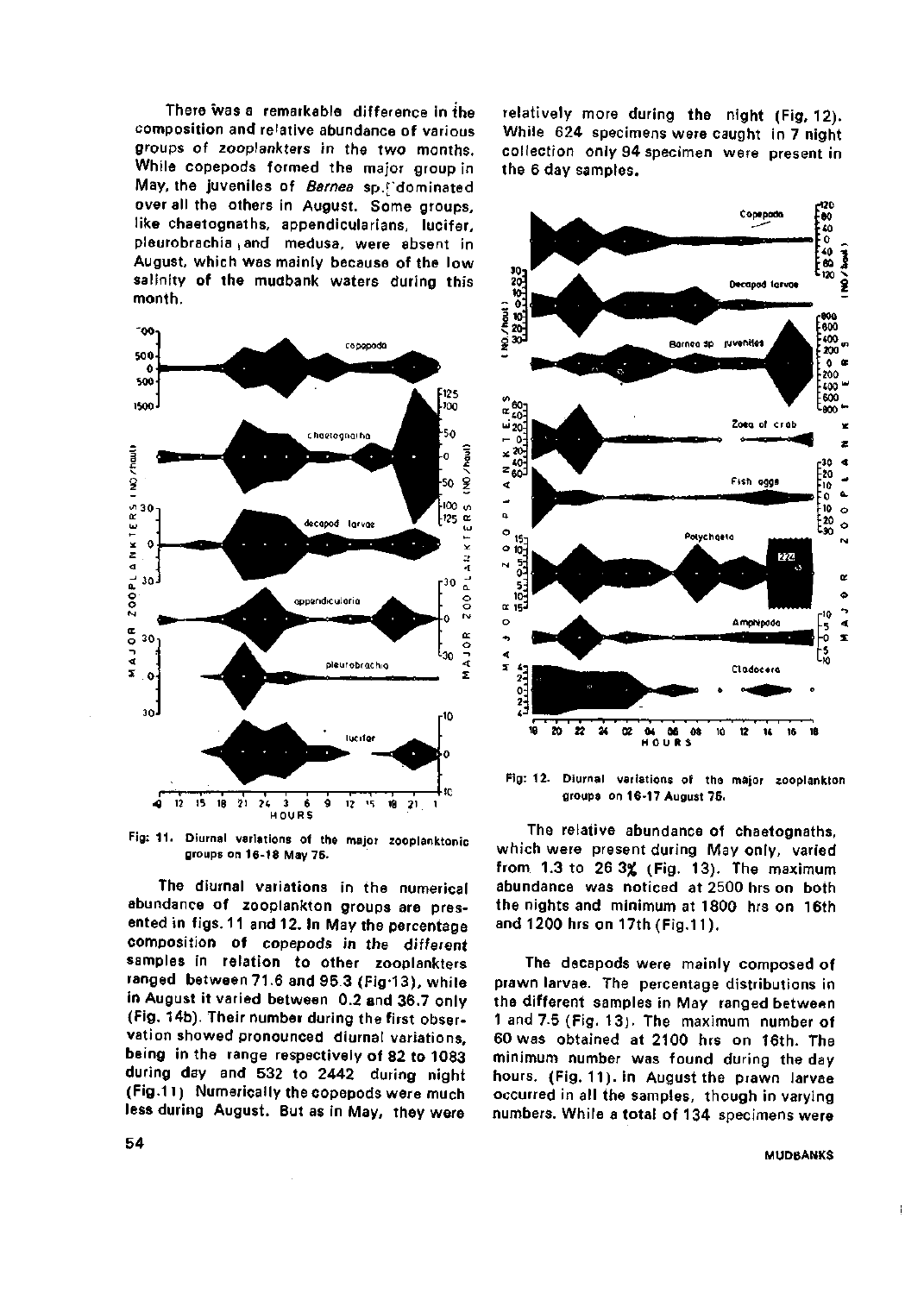There was a remarkable difference in the composition and relative abundance of various groups of zooplankters in the two months. While copepods formed the major group in May, the juveniles of *Barnea* sp. dominated over all the others in August. Some groups, like chaetognaths, appendicularians, lucifer, pleurobrachia, and medusa, were absent in August, which was mainly because of the low salinity of the mudbank waters during this month.

Fig: 11. Diurnal variations of the major zooplanktonic groups on 16-18 May 75.

The diurnal variations in the numerical abundance of zooplankton groups are presented in figs. 11 and 12. In May the percentage composition of copepods in the different samples in relation to other zooplankters ranged between 71.6 and 95.3 (Fig. 13), while in August it varied between 0.2 and 36.7 only (Fig. 14b). Their number during the first observation showed pronounced diurnal variations, being in the range respectively of 82 to 1083 during day and 532 to 2442 during night (Fig. 11). Numerically the copepods were much less during August. But as in May, they were relatively more during the night (Fig. 12). While 624 specimens were caught in 7 night collection only 94 specimen were present in the 6 day samples.

Fig: 12. Diurnal variations of the major zooplankton groups on 16-17 August 75.

The relative abundance of chaetognaths, which were present during May only, varied from 1.3 to 26.3% (Fig. 13). The maximum abundance was noticed at 2500 hrs on both the nights and minimum at 1800 hrs on 16th and 1200 hrs on 17th (Fig. 11).

The decapods were mainly composed of prawn larvae. The percentage distributions in the different samples in May ranged between 1 and 7.5 (Fig. 13). The maximum number of 60 was obtained at 2100 hrs on 16th. The minimum number was found during the day hours. (Fig. 11). In August the prawn larvae occurred in all the samples, though in varying numbers. While a total of 134 specimens were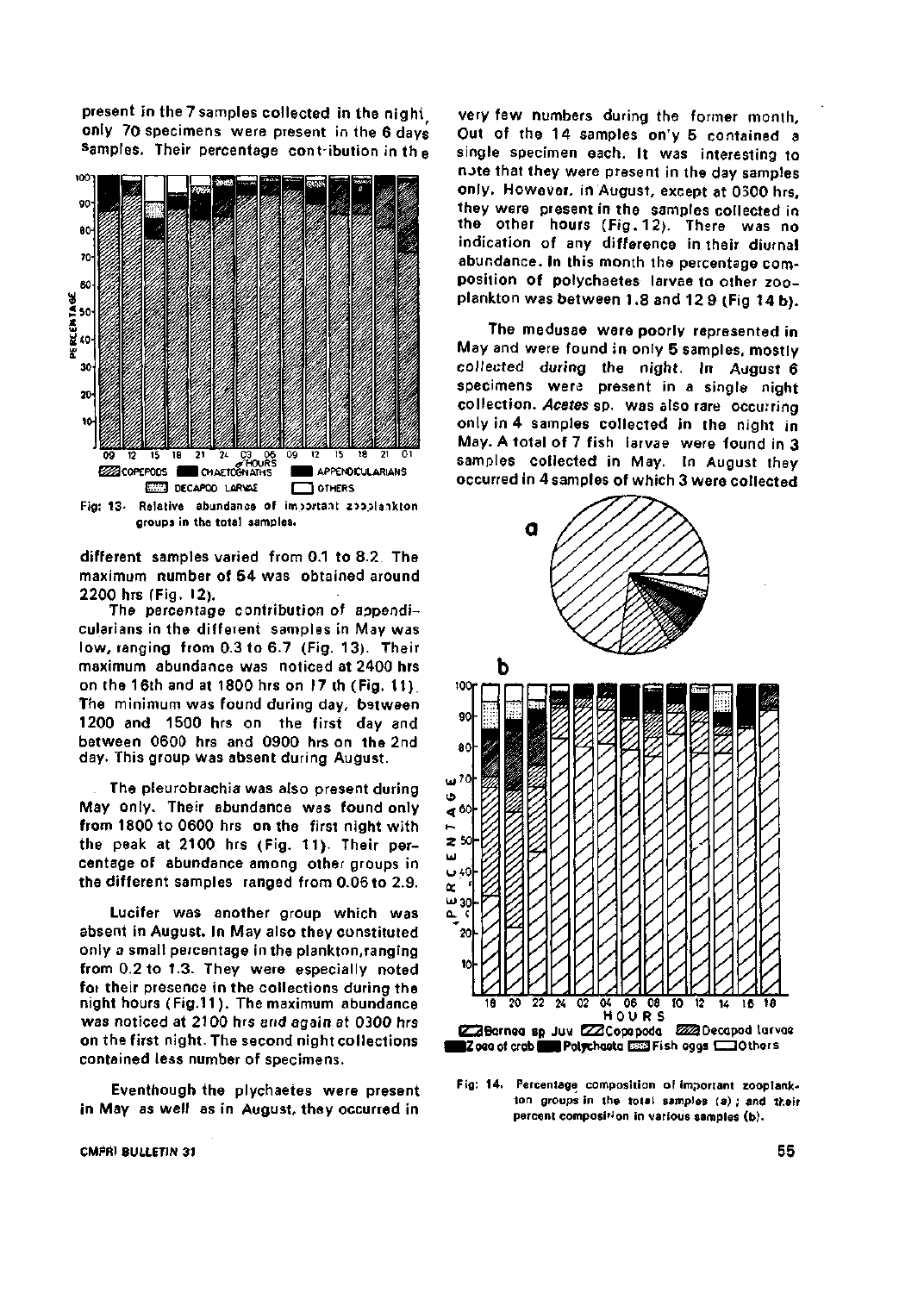present in the 7 samples collected in the night, only 70 specimens were present in the 6 days samples. Their percentage contribution in the different samples varied from 0.1 to 8.2. The maximum number of 64 was obtained around 2200 hrs (Fig. 12).

Fig: 13. Relative abundance of important zooplankton groups in the total samples.

The percentage contribution of appendicularians in the different samples in May was low, ranging from 0.3 to 6.7 (Fig. 13). Their maximum abundance was noticed at 2400 hrs on the 16th and at 1800 hrs on 17 th (Fig. 11). The minimum was found during day, between 1200 and 1500 hrs on the first day and between 0600 hrs and 0900 hrs on the 2nd day. This group was absent during August.

The pleurobrachia was also present during May only. Their abundance was found only from 1800 to 0600 hrs on the first night with the peak at 2100 hrs (Fig. 11). Their percentage of abundance among other groups in the different samples ranged from 0.06 to 2.9.

Lucifer was another group which was absent in August. In May also they constituted only a small percentage in the plankton, ranging from 0.2 to 1.3. They were especially noted for their presence in the collections during the night hours (Fig.11). The maximum abundance was noticed at 2100 hrs and again at 0300 hrs on the first night. The second night collections contained less number of specimens.

Eventhough the plychaetes were present in May as well as in August, they occurred in very few numbers during the former month. Out of the 14 samples only 5 contained a single specimen each. It was interesting to note that they were present in the day samples only. However, in August, except at 0300 hrs, they were present in the samples collected in the other hours (Fig. 12). There was no indication of any difference in their diurnal abundance. In this month the percentage composition of polychaetes larvae to other zooplankton was between 1.8 and 12.9 (Fig 14 b).

The medusae were poorly represented in May and were found in only 5 samples, mostly collected during the night. In August 6 specimens were present in a single night collection. *Acetes* sp. was also rare occurring only in 4 samples collected in the night in May. A total of 7 fish larvae were found in 3 samples collected in May. In August they occurred in 4 samples of which 3 were collected

Fig: 14. Percentage composition of important zooplankton groups in the total samples (a); and their percent composition in various samples (b).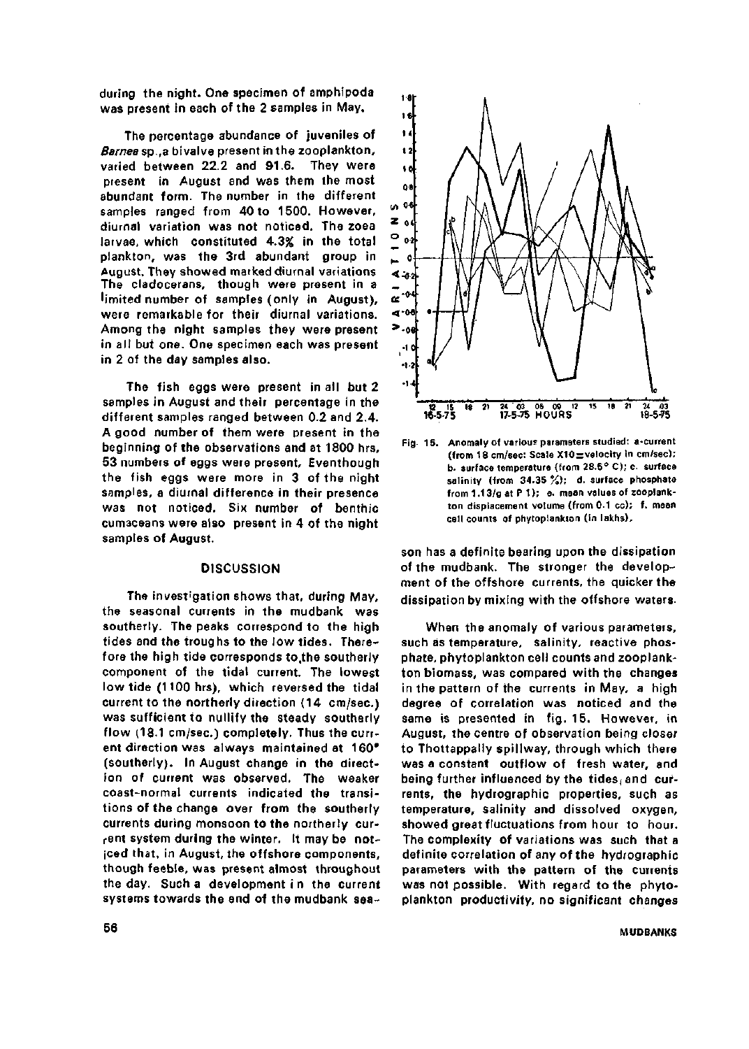during the night. One specimen of amphipoda was present in each of the 2 samples in May.

The percentage abundance of juveniles of *Barnea* sp.,a bivalve present in the zooplankton, varied between 22.2 and 91.6. They were present in August and was them the most abundant form. The number in the different samples ranged from 40 to 1500. However, diurnal variation was not noticed. The zoea larvae, which constituted 4.3% in the total plankton, was the 3rd abundant group in August. They showed marked diurnal variations The cladocerans, though were present in a limited number of samples (only in August), were remarkable for their diurnal variations. Among the night samples they were present in all but one. One specimen each was present in 2 of the day samples also.

The fish eggs were present in all but 2 samples in August and their percentage in the different samples ranged between 0.2 and 2.4. A good number of them were present in the beginning of the observations and at 1800 hrs, 53 numbers of eggs were present. Eventhough the fish eggs were more in 3 of the night samples, a diurnal difference in their presence was not noticed. Six number of benthic cumaceans were also present in 4 of the night samples of August.

## DISCUSSION

The investigation shows that, during May, the seasonal currents in the mudbank was southerly. The peaks correspond to the high tides and the troughs to the low tides. Therefore the high tide corresponds to the southerly component of the tidal current. The lowest low tide (1100 hrs), which reversed the tidal current to the northerly direction (14 cm/sec.) was sufficient to nullify the steady southerly flow (18.1 cm/sec.) completely. Thus the current direction was always maintained at 160° (southerly). In August change in the direction of current was observed. The weaker coast-normal currents indicated the transitions of the change over from the southerly currents during monsoon to the northerly current system during the winter. It may be noticed that, in August, the offshore components, though feeble, was present almost throughout the day. Such a development in the current systems towards the end of the mudbank season has a definite bearing upon the dissipation of the mudbank. The stronger the development of the offshore currents, the quicker the dissipation by mixing with the offshore waters.

Fig. 15. Anomaly of various parameters studied: a-current (from 18 cm/sec; Scale X10 = velocity in cm/sec); b. surface temperature (from 28.5° C); c. surface salinity (from 34.35 ‰); d. surface phosphate from 1.13/g at P 1); e. mean values of zooplankton displacement volume (from 0.1 cc); f. mean cell counts of phytoplankton (in lakhs).

When the anomaly of various parameters, such as temperature, salinity, reactive phosphate, phytoplankton cell counts and zooplankton biomass, was compared with the changes in the pattern of the currents in May, a high degree of correlation was noticed and the same is presented in fig. 15. However, in August, the centre of observation being closer to Thottappally spillway, through which there was a constant outflow of fresh water, and being further influenced by the tides, and currents, the hydrographic properties, such as temperature, salinity and dissolved oxygen, showed great fluctuations from hour to hour. The complexity of variations was such that a definite correlation of any of the hydrographic parameters with the pattern of the currents was not possible. With regard to the phytoplankton productivity, no significant changes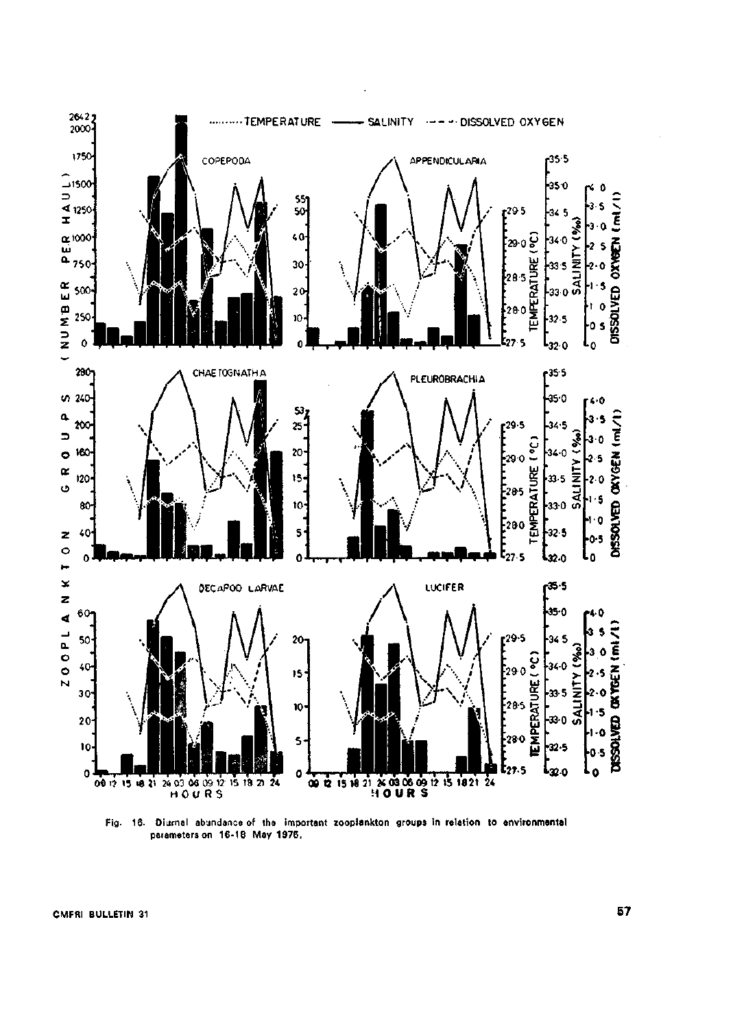Fig. 16. Diurnal abundance of the important zooplankton groups in relation to environmental parameters on 16-18 May 1976.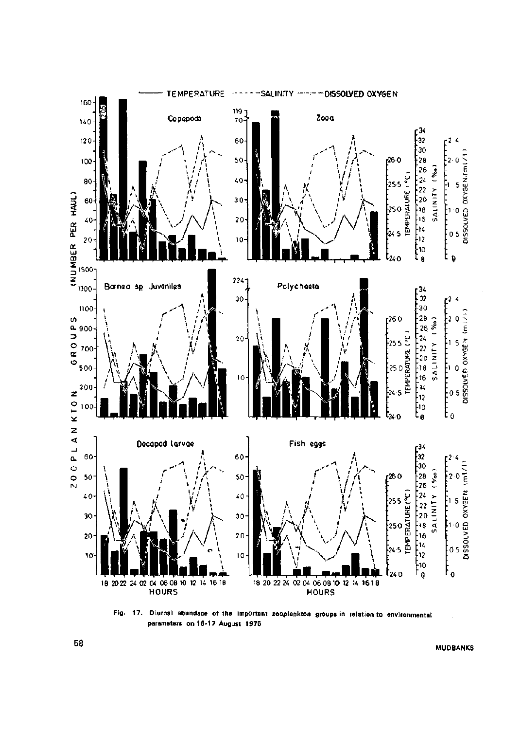Fig. 17. Diurnal abundace of the important zooplankton groups in relation to environmental parameters on 16-17 August 1976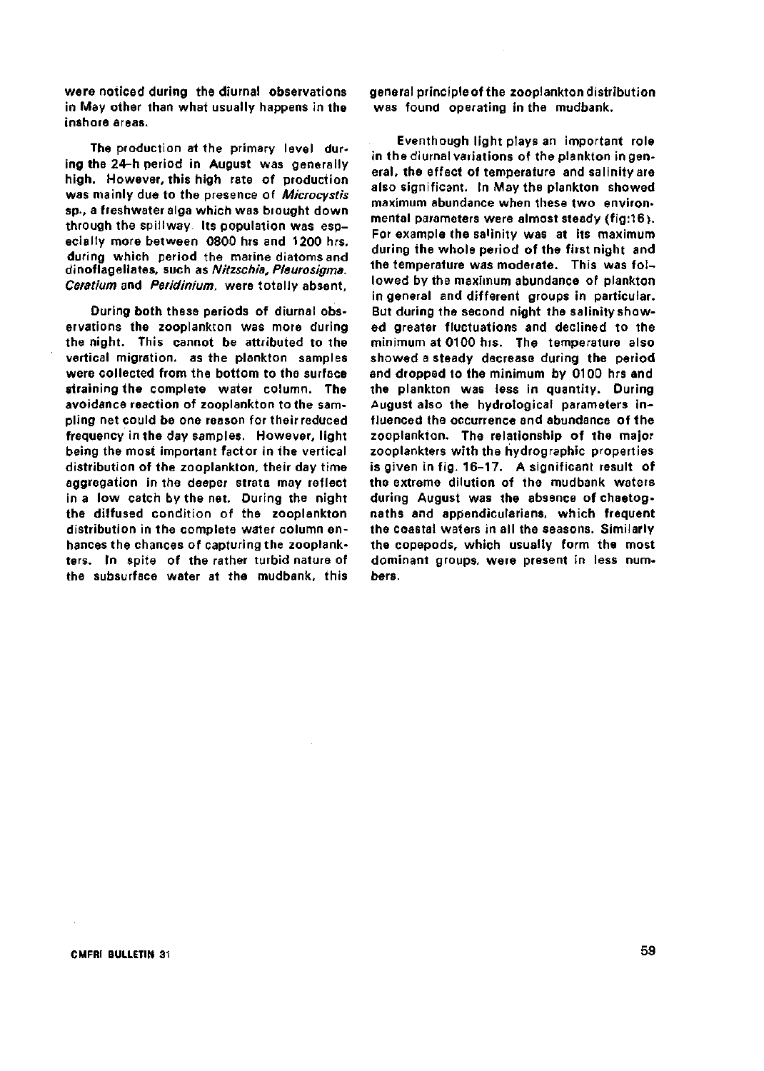were noticed during the diurnal observations in May other than what usually happens in the inshore areas.

The production at the primary level during the 24-h period in August was generally high. However, this high rate of production was mainly due to the presence of *Microcystis* sp., a freshwater alga which was brought down through the spillway. Its population was especially more between 0800 hrs and 1200 hrs. during which period the marine diatoms and dinoflagellates, such as *Nitzschia, Pleurosigma. Ceratium* and *Peridinium*. were totally absent,

During both these periods of diurnal observations the zooplankton was more during the night. This cannot be attributed to the vertical migration. as the plankton samples were collected from the bottom to the surface straining the complete water column. The avoidance reaction of zooplankton to the sampling net could be one reason for their reduced frequency in the day samples. However, light being the most important factor in the vertical distribution of the zooplankton, their day time aggregation in the deeper strata may reflect in a low catch by the net. During the night the diffused condition of the zooplankton distribution in the complete water column enhances the chances of capturing the zooplankters. In spite of the rather turbid nature of the subsurface water at the mudbank, this general principle of the zooplankton distribution was found operating in the mudbank.

Eventhough light plays an important role in the diurnal variations of the plankton in general, the effect of temperature and salinity are also significant. In May the plankton showed maximum abundance when these two environmental parameters were almost steady (fig:16). For example the salinity was at its maximum during the whole period of the first night and the temperature was moderate. This was followed by the maximum abundance of plankton in general and different groups in particular. But during the second night the salinity showed greater fluctuations and declined to the minimum at 0100 hrs. The temperature also showed a steady decrease during the period and dropped to the minimum by 0100 hrs and the plankton was less in quantity. During August also the hydrological parameters influenced the occurrence and abundance of the zooplankton. The relationship of the major zooplankters with the hydrographic properties is given in fig. 16–17. A significant result of the extreme dilution of the mudbank waters during August was the absence of chaetognaths and appendicularians, which frequent the coastal waters in all the seasons. Similarly the copepods, which usually form the most dominant groups, were present in less numbers.